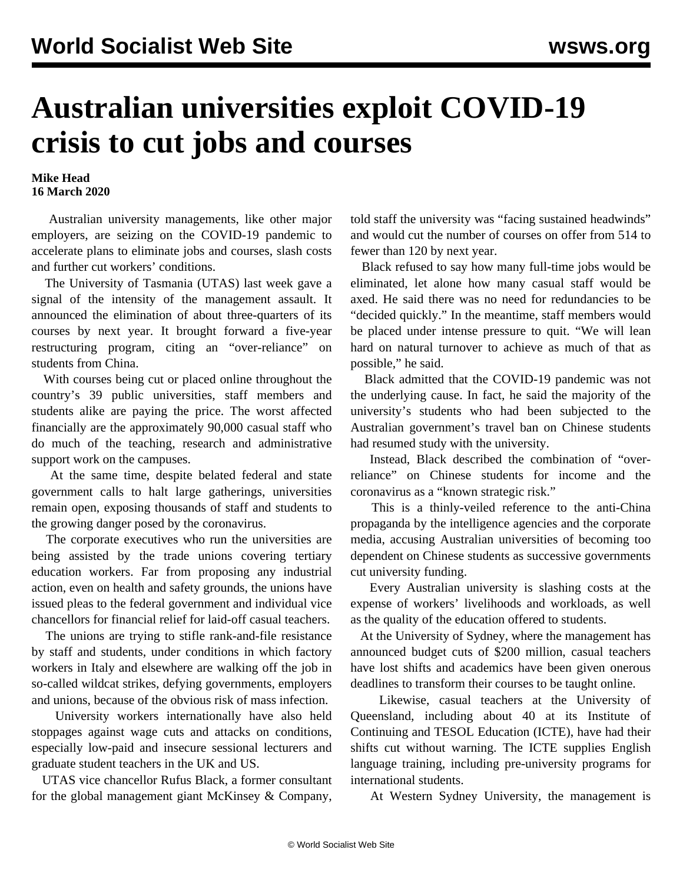# Australian universities exploit COVID-19 crisis to cut jobs and courses

**Mike Head**
**16 March 2020**

Australian university managements, like other major employers, are seizing on the COVID-19 pandemic to accelerate plans to eliminate jobs and courses, slash costs and further cut workers' conditions.

The University of Tasmania (UTAS) last week gave a signal of the intensity of the management assault. It announced the elimination of about three-quarters of its courses by next year. It brought forward a five-year restructuring program, citing an "over-reliance" on students from China.

With courses being cut or placed online throughout the country's 39 public universities, staff members and students alike are paying the price. The worst affected financially are the approximately 90,000 casual staff who do much of the teaching, research and administrative support work on the campuses.

At the same time, despite belated federal and state government calls to halt large gatherings, universities remain open, exposing thousands of staff and students to the growing danger posed by the coronavirus.

The corporate executives who run the universities are being assisted by the trade unions covering tertiary education workers. Far from proposing any industrial action, even on health and safety grounds, the unions have issued pleas to the federal government and individual vice chancellors for financial relief for laid-off casual teachers.

The unions are trying to stifle rank-and-file resistance by staff and students, under conditions in which factory workers in Italy and elsewhere are walking off the job in so-called wildcat strikes, defying governments, employers and unions, because of the obvious risk of mass infection.

University workers internationally have also held stoppages against wage cuts and attacks on conditions, especially low-paid and insecure sessional lecturers and graduate student teachers in the UK and US.

UTAS vice chancellor Rufus Black, a former consultant for the global management giant McKinsey & Company, told staff the university was "facing sustained headwinds" and would cut the number of courses on offer from 514 to fewer than 120 by next year.

Black refused to say how many full-time jobs would be eliminated, let alone how many casual staff would be axed. He said there was no need for redundancies to be "decided quickly." In the meantime, staff members would be placed under intense pressure to quit. "We will lean hard on natural turnover to achieve as much of that as possible," he said.

Black admitted that the COVID-19 pandemic was not the underlying cause. In fact, he said the majority of the university's students who had been subjected to the Australian government's travel ban on Chinese students had resumed study with the university.

Instead, Black described the combination of "over-reliance" on Chinese students for income and the coronavirus as a "known strategic risk."

This is a thinly-veiled reference to the anti-China propaganda by the intelligence agencies and the corporate media, accusing Australian universities of becoming too dependent on Chinese students as successive governments cut university funding.

Every Australian university is slashing costs at the expense of workers' livelihoods and workloads, as well as the quality of the education offered to students.

At the University of Sydney, where the management has announced budget cuts of $200 million, casual teachers have lost shifts and academics have been given onerous deadlines to transform their courses to be taught online.

Likewise, casual teachers at the University of Queensland, including about 40 at its Institute of Continuing and TESOL Education (ICTE), have had their shifts cut without warning. The ICTE supplies English language training, including pre-university programs for international students.

At Western Sydney University, the management is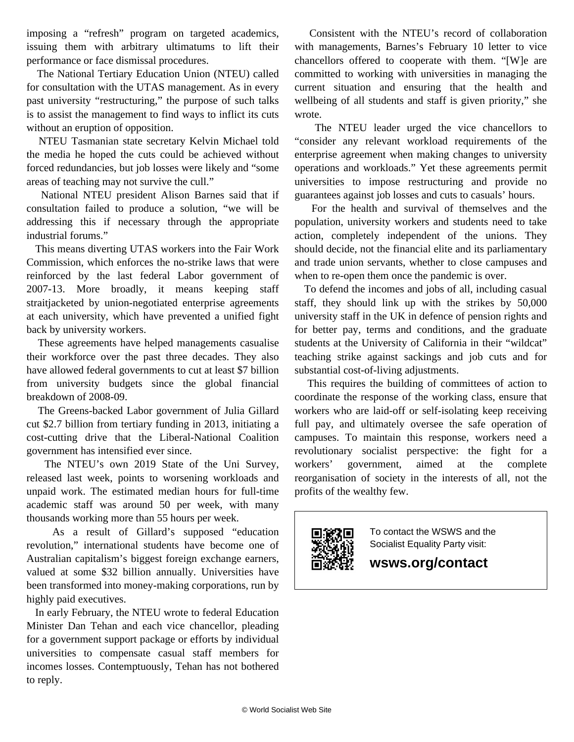imposing a "refresh" program on targeted academics, issuing them with arbitrary ultimatums to lift their performance or face dismissal procedures.

The National Tertiary Education Union (NTEU) called for consultation with the UTAS management. As in every past university "restructuring," the purpose of such talks is to assist the management to find ways to inflict its cuts without an eruption of opposition.

NTEU Tasmanian state secretary Kelvin Michael told the media he hoped the cuts could be achieved without forced redundancies, but job losses were likely and "some areas of teaching may not survive the cull."

National NTEU president Alison Barnes said that if consultation failed to produce a solution, "we will be addressing this if necessary through the appropriate industrial forums."

This means diverting UTAS workers into the Fair Work Commission, which enforces the no-strike laws that were reinforced by the last federal Labor government of 2007-13. More broadly, it means keeping staff straitjacketed by union-negotiated enterprise agreements at each university, which have prevented a unified fight back by university workers.

These agreements have helped managements casualise their workforce over the past three decades. They also have allowed federal governments to cut at least $7 billion from university budgets since the global financial breakdown of 2008-09.

The Greens-backed Labor government of Julia Gillard cut $2.7 billion from tertiary funding in 2013, initiating a cost-cutting drive that the Liberal-National Coalition government has intensified ever since.

The NTEU's own 2019 State of the Uni Survey, released last week, points to worsening workloads and unpaid work. The estimated median hours for full-time academic staff was around 50 per week, with many thousands working more than 55 hours per week.

As a result of Gillard's supposed "education revolution," international students have become one of Australian capitalism's biggest foreign exchange earners, valued at some $32 billion annually. Universities have been transformed into money-making corporations, run by highly paid executives.

In early February, the NTEU wrote to federal Education Minister Dan Tehan and each vice chancellor, pleading for a government support package or efforts by individual universities to compensate casual staff members for incomes losses. Contemptuously, Tehan has not bothered to reply.

Consistent with the NTEU's record of collaboration with managements, Barnes's February 10 letter to vice chancellors offered to cooperate with them. "[W]e are committed to working with universities in managing the current situation and ensuring that the health and wellbeing of all students and staff is given priority," she wrote.

The NTEU leader urged the vice chancellors to "consider any relevant workload requirements of the enterprise agreement when making changes to university operations and workloads." Yet these agreements permit universities to impose restructuring and provide no guarantees against job losses and cuts to casuals' hours.

For the health and survival of themselves and the population, university workers and students need to take action, completely independent of the unions. They should decide, not the financial elite and its parliamentary and trade union servants, whether to close campuses and when to re-open them once the pandemic is over.

To defend the incomes and jobs of all, including casual staff, they should link up with the strikes by 50,000 university staff in the UK in defence of pension rights and for better pay, terms and conditions, and the graduate students at the University of California in their "wildcat" teaching strike against sackings and job cuts and for substantial cost-of-living adjustments.

This requires the building of committees of action to coordinate the response of the working class, ensure that workers who are laid-off or self-isolating keep receiving full pay, and ultimately oversee the safe operation of campuses. To maintain this response, workers need a revolutionary socialist perspective: the fight for a workers' government, aimed at the complete reorganisation of society in the interests of all, not the profits of the wealthy few.

To contact the WSWS and the Socialist Equality Party visit:

**wsws.org/contact**